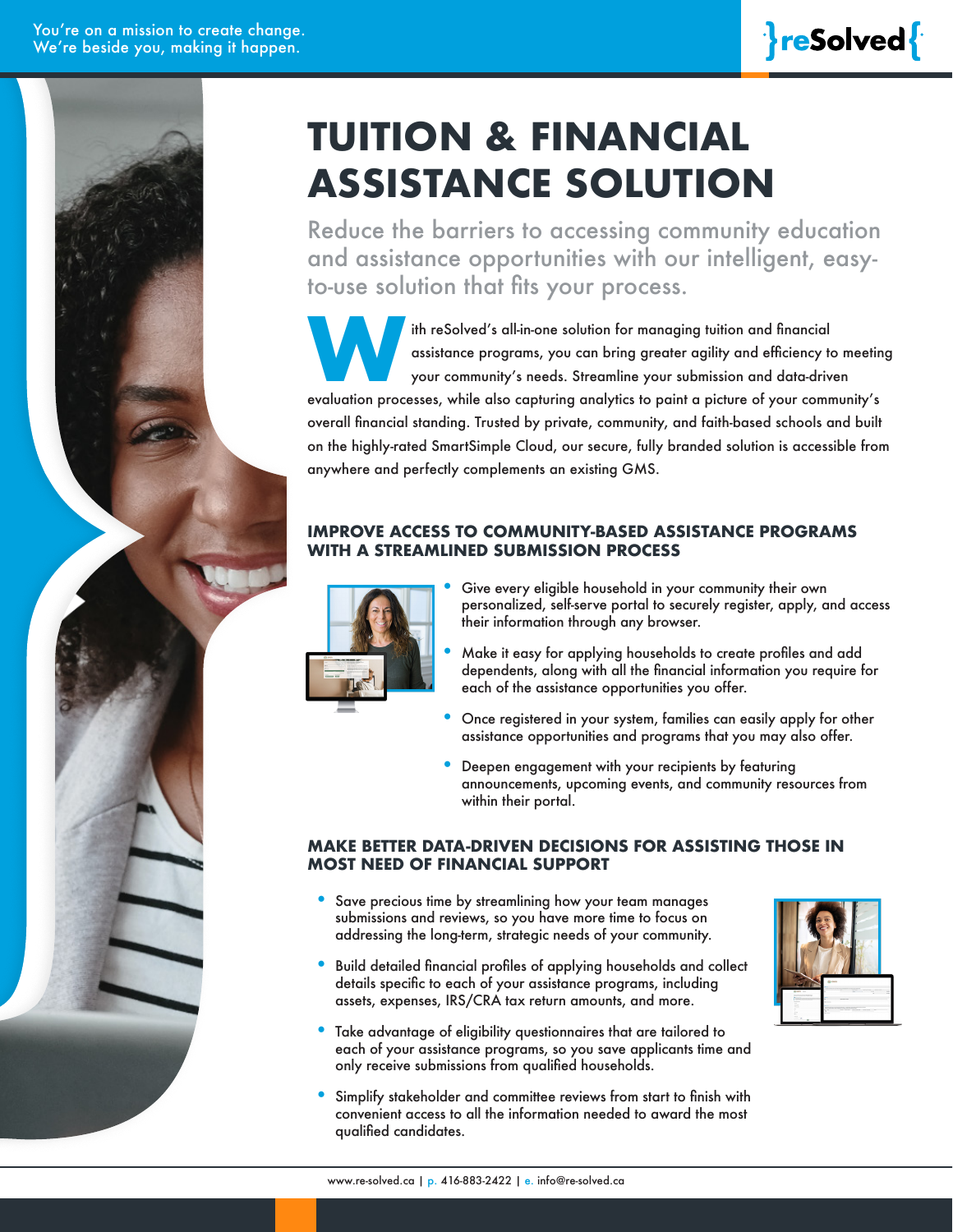You're on a mission to create change.
We're beside you, making it happen.

# TUITION & FINANCIAL ASSISTANCE SOLUTION

Reduce the barriers to accessing community education and assistance opportunities with our intelligent, easy-to-use solution that fits your process.

With reSolved's all-in-one solution for managing tuition and financial assistance programs, you can bring greater agility and efficiency to meeting your community's needs. Streamline your submission and data-driven evaluation processes, while also capturing analytics to paint a picture of your community's overall financial standing. Trusted by private, community, and faith-based schools and built on the highly-rated SmartSimple Cloud, our secure, fully branded solution is accessible from anywhere and perfectly complements an existing GMS.

## IMPROVE ACCESS TO COMMUNITY-BASED ASSISTANCE PROGRAMS WITH A STREAMLINED SUBMISSION PROCESS

- Give every eligible household in your community their own personalized, self-serve portal to securely register, apply, and access their information through any browser.
- Make it easy for applying households to create profiles and add dependents, along with all the financial information you require for each of the assistance opportunities you offer.
- Once registered in your system, families can easily apply for other assistance opportunities and programs that you may also offer.
- Deepen engagement with your recipients by featuring announcements, upcoming events, and community resources from within their portal.

## MAKE BETTER DATA-DRIVEN DECISIONS FOR ASSISTING THOSE IN MOST NEED OF FINANCIAL SUPPORT

- Save precious time by streamlining how your team manages submissions and reviews, so you have more time to focus on addressing the long-term, strategic needs of your community.
- Build detailed financial profiles of applying households and collect details specific to each of your assistance programs, including assets, expenses, IRS/CRA tax return amounts, and more.
- Take advantage of eligibility questionnaires that are tailored to each of your assistance programs, so you save applicants time and only receive submissions from qualified households.
- Simplify stakeholder and committee reviews from start to finish with convenient access to all the information needed to award the most qualified candidates.

www.re-solved.ca | p. 416-883-2422 | e. info@re-solved.ca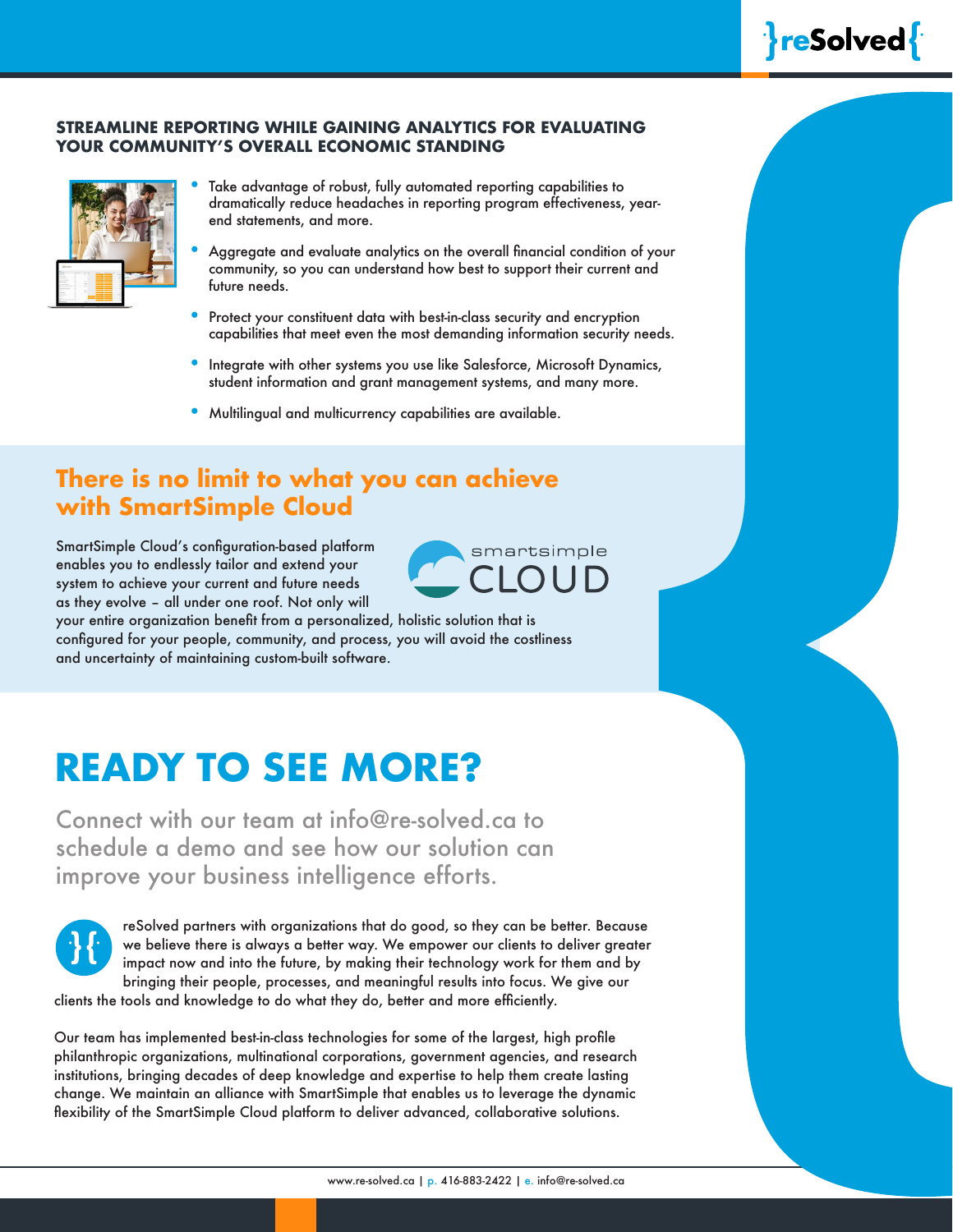## STREAMLINE REPORTING WHILE GAINING ANALYTICS FOR EVALUATING YOUR COMMUNITY'S OVERALL ECONOMIC STANDING

- Take advantage of robust, fully automated reporting capabilities to dramatically reduce headaches in reporting program effectiveness, year-end statements, and more.
- Aggregate and evaluate analytics on the overall financial condition of your community, so you can understand how best to support their current and future needs.
- Protect your constituent data with best-in-class security and encryption capabilities that meet even the most demanding information security needs.
- Integrate with other systems you use like Salesforce, Microsoft Dynamics, student information and grant management systems, and many more.
- Multilingual and multicurrency capabilities are available.

## There is no limit to what you can achieve with SmartSimple Cloud

SmartSimple Cloud's configuration-based platform enables you to endlessly tailor and extend your system to achieve your current and future needs as they evolve – all under one roof. Not only will your entire organization benefit from a personalized, holistic solution that is configured for your people, community, and process, you will avoid the costliness and uncertainty of maintaining custom-built software.

# READY TO SEE MORE?

Connect with our team at info@re-solved.ca to schedule a demo and see how our solution can improve your business intelligence efforts.

reSolved partners with organizations that do good, so they can be better. Because we believe there is always a better way. We empower our clients to deliver greater impact now and into the future, by making their technology work for them and by bringing their people, processes, and meaningful results into focus. We give our clients the tools and knowledge to do what they do, better and more efficiently.

Our team has implemented best-in-class technologies for some of the largest, high profile philanthropic organizations, multinational corporations, government agencies, and research institutions, bringing decades of deep knowledge and expertise to help them create lasting change. We maintain an alliance with SmartSimple that enables us to leverage the dynamic flexibility of the SmartSimple Cloud platform to deliver advanced, collaborative solutions.

www.re-solved.ca | p. 416-883-2422 | e. info@re-solved.ca